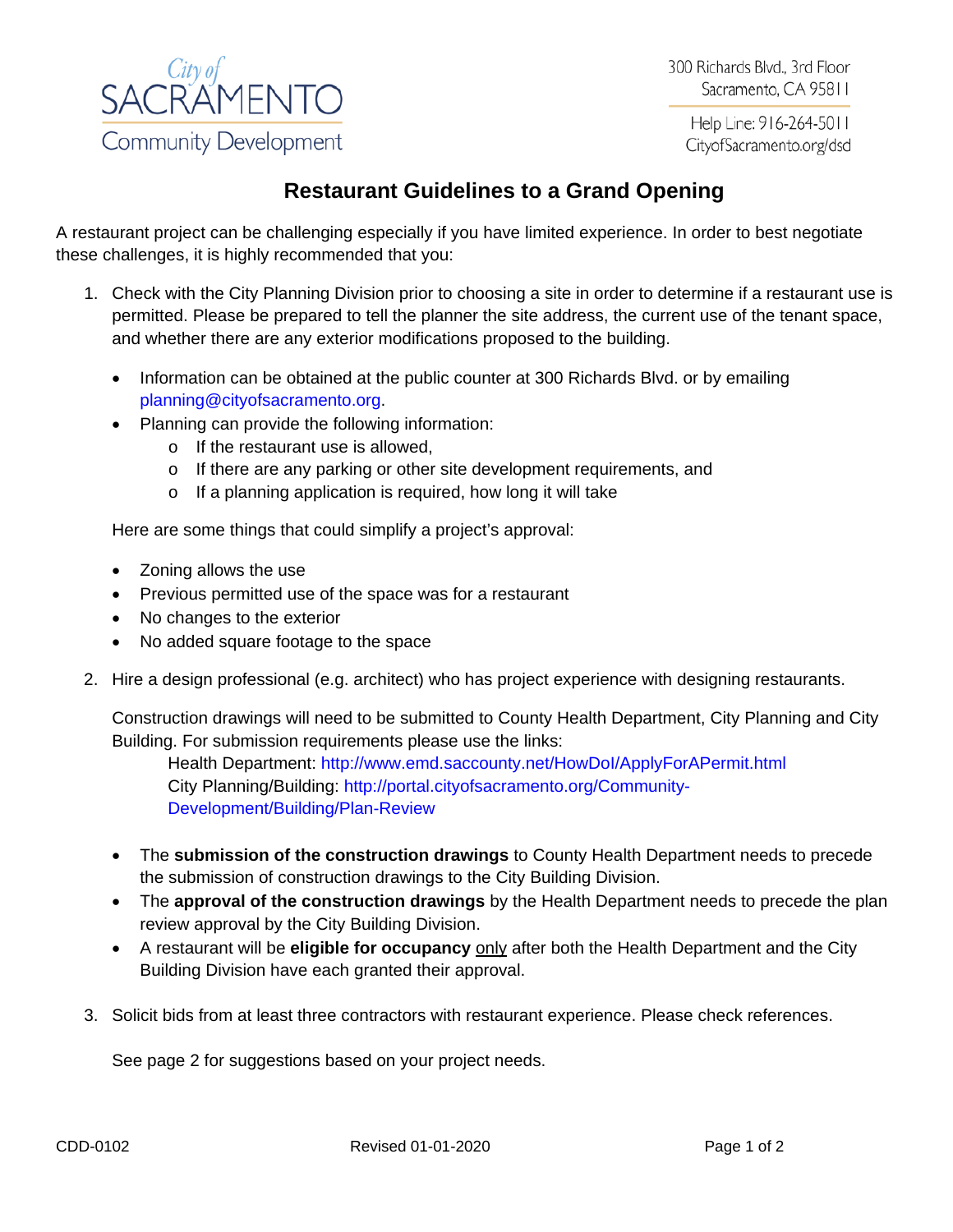City of SACRAMENTO Community Development

300 Richards Blvd., 3rd Floor
Sacramento, CA 95811

Help Line: 916-264-5011
CityofSacramento.org/dsd

# Restaurant Guidelines to a Grand Opening

A restaurant project can be challenging especially if you have limited experience. In order to best negotiate these challenges, it is highly recommended that you:

1. Check with the City Planning Division prior to choosing a site in order to determine if a restaurant use is permitted. Please be prepared to tell the planner the site address, the current use of the tenant space, and whether there are any exterior modifications proposed to the building.

   - Information can be obtained at the public counter at 300 Richards Blvd. or by emailing planning@cityofsacramento.org.
   - Planning can provide the following information:
     - If the restaurant use is allowed,
     - If there are any parking or other site development requirements, and
     - If a planning application is required, how long it will take

   Here are some things that could simplify a project's approval:

   - Zoning allows the use
   - Previous permitted use of the space was for a restaurant
   - No changes to the exterior
   - No added square footage to the space

2. Hire a design professional (e.g. architect) who has project experience with designing restaurants.

   Construction drawings will need to be submitted to County Health Department, City Planning and City Building. For submission requirements please use the links:
   Health Department: http://www.emd.saccounty.net/HowDoI/ApplyForAPermit.html
   City Planning/Building: http://portal.cityofsacramento.org/Community-Development/Building/Plan-Review

   - The **submission of the construction drawings** to County Health Department needs to precede the submission of construction drawings to the City Building Division.
   - The **approval of the construction drawings** by the Health Department needs to precede the plan review approval by the City Building Division.
   - A restaurant will be **eligible for occupancy** only after both the Health Department and the City Building Division have each granted their approval.

3. Solicit bids from at least three contractors with restaurant experience. Please check references.

   See page 2 for suggestions based on your project needs.

CDD-0102 Revised 01-01-2020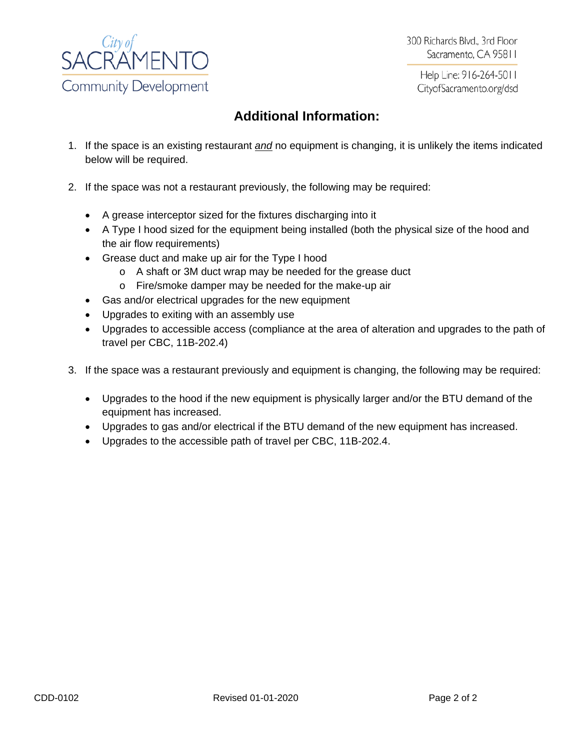City of SACRAMENTO Community Development

300 Richards Blvd., 3rd Floor
Sacramento, CA 95811

Help Line: 916-264-5011
CityofSacramento.org/dsd

## Additional Information:

1. If the space is an existing restaurant ***and*** no equipment is changing, it is unlikely the items indicated below will be required.

2. If the space was not a restaurant previously, the following may be required:

   - A grease interceptor sized for the fixtures discharging into it
   - A Type I hood sized for the equipment being installed (both the physical size of the hood and the air flow requirements)
   - Grease duct and make up air for the Type I hood
     - A shaft or 3M duct wrap may be needed for the grease duct
     - Fire/smoke damper may be needed for the make-up air
   - Gas and/or electrical upgrades for the new equipment
   - Upgrades to exiting with an assembly use
   - Upgrades to accessible access (compliance at the area of alteration and upgrades to the path of travel per CBC, 11B-202.4)

3. If the space was a restaurant previously and equipment is changing, the following may be required:

   - Upgrades to the hood if the new equipment is physically larger and/or the BTU demand of the equipment has increased.
   - Upgrades to gas and/or electrical if the BTU demand of the new equipment has increased.
   - Upgrades to the accessible path of travel per CBC, 11B-202.4.

CDD-0102 Revised 01-01-2020